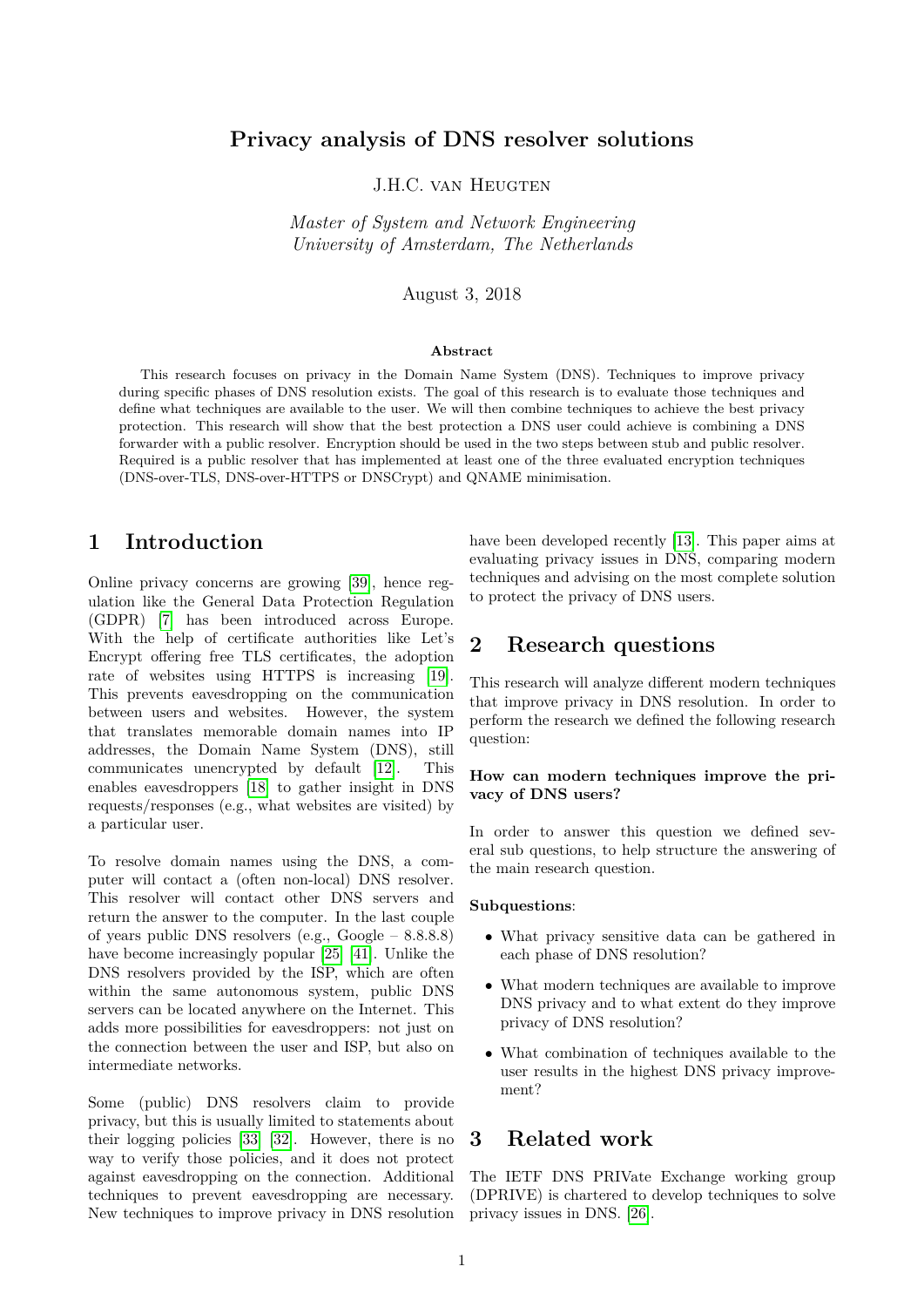# Privacy analysis of DNS resolver solutions

J.H.C. van Heugten

*Master of System and Network Engineering*
*University of Amsterdam, The Netherlands*

August 3, 2018

### Abstract

This research focuses on privacy in the Domain Name System (DNS). Techniques to improve privacy during specific phases of DNS resolution exists. The goal of this research is to evaluate those techniques and define what techniques are available to the user. We will then combine techniques to achieve the best privacy protection. This research will show that the best protection a DNS user could achieve is combining a DNS forwarder with a public resolver. Encryption should be used in the two steps between stub and public resolver. Required is a public resolver that has implemented at least one of the three evaluated encryption techniques (DNS-over-TLS, DNS-over-HTTPS or DNSCrypt) and QNAME minimisation.

## 1 Introduction

Online privacy concerns are growing [39], hence regulation like the General Data Protection Regulation (GDPR) [7] has been introduced across Europe. With the help of certificate authorities like Let's Encrypt offering free TLS certificates, the adoption rate of websites using HTTPS is increasing [19]. This prevents eavesdropping on the communication between users and websites. However, the system that translates memorable domain names into IP addresses, the Domain Name System (DNS), still communicates unencrypted by default [12]. This enables eavesdroppers [18] to gather insight in DNS requests/responses (e.g., what websites are visited) by a particular user.

To resolve domain names using the DNS, a computer will contact a (often non-local) DNS resolver. This resolver will contact other DNS servers and return the answer to the computer. In the last couple of years public DNS resolvers (e.g., Google – 8.8.8.8) have become increasingly popular [25] [41]. Unlike the DNS resolvers provided by the ISP, which are often within the same autonomous system, public DNS servers can be located anywhere on the Internet. This adds more possibilities for eavesdroppers: not just on the connection between the user and ISP, but also on intermediate networks.

Some (public) DNS resolvers claim to provide privacy, but this is usually limited to statements about their logging policies [33] [32]. However, there is no way to verify those policies, and it does not protect against eavesdropping on the connection. Additional techniques to prevent eavesdropping are necessary. New techniques to improve privacy in DNS resolution have been developed recently [13]. This paper aims at evaluating privacy issues in DNS, comparing modern techniques and advising on the most complete solution to protect the privacy of DNS users.

## 2 Research questions

This research will analyze different modern techniques that improve privacy in DNS resolution. In order to perform the research we defined the following research question:

**How can modern techniques improve the privacy of DNS users?**

In order to answer this question we defined several sub questions, to help structure the answering of the main research question.

**Subquestions**:

- What privacy sensitive data can be gathered in each phase of DNS resolution?
- What modern techniques are available to improve DNS privacy and to what extent do they improve privacy of DNS resolution?
- What combination of techniques available to the user results in the highest DNS privacy improvement?

## 3 Related work

The IETF DNS PRIVate Exchange working group (DPRIVE) is chartered to develop techniques to solve privacy issues in DNS. [26].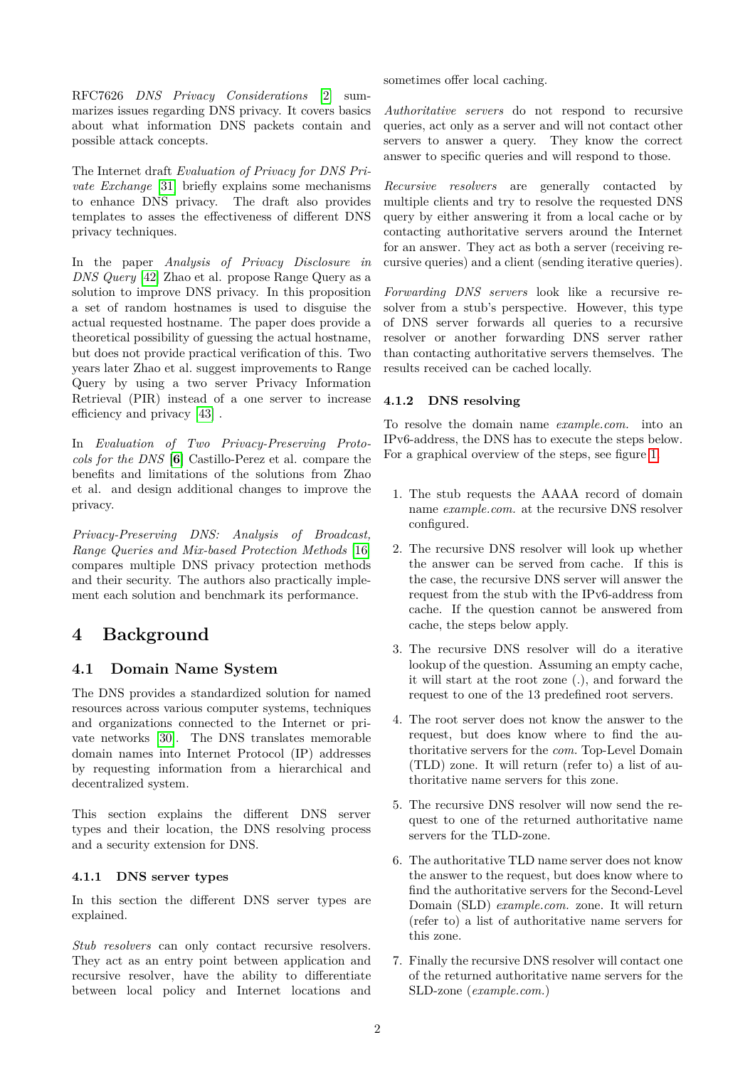RFC7626 *DNS Privacy Considerations* [2] summarizes issues regarding DNS privacy. It covers basics about what information DNS packets contain and possible attack concepts.

The Internet draft *Evaluation of Privacy for DNS Private Exchange* [31] briefly explains some mechanisms to enhance DNS privacy. The draft also provides templates to asses the effectiveness of different DNS privacy techniques.

In the paper *Analysis of Privacy Disclosure in DNS Query* [42] Zhao et al. propose Range Query as a solution to improve DNS privacy. In this proposition a set of random hostnames is used to disguise the actual requested hostname. The paper does provide a theoretical possibility of guessing the actual hostname, but does not provide practical verification of this. Two years later Zhao et al. suggest improvements to Range Query by using a two server Privacy Information Retrieval (PIR) instead of a one server to increase efficiency and privacy [43] .

In *Evaluation of Two Privacy-Preserving Protocols for the DNS* [**6**] Castillo-Perez et al. compare the benefits and limitations of the solutions from Zhao et al. and design additional changes to improve the privacy.

*Privacy-Preserving DNS: Analysis of Broadcast, Range Queries and Mix-based Protection Methods* [16] compares multiple DNS privacy protection methods and their security. The authors also practically implement each solution and benchmark its performance.

# 4 Background

## 4.1 Domain Name System

The DNS provides a standardized solution for named resources across various computer systems, techniques and organizations connected to the Internet or private networks [30]. The DNS translates memorable domain names into Internet Protocol (IP) addresses by requesting information from a hierarchical and decentralized system.

This section explains the different DNS server types and their location, the DNS resolving process and a security extension for DNS.

### 4.1.1 DNS server types

In this section the different DNS server types are explained.

*Stub resolvers* can only contact recursive resolvers. They act as an entry point between application and recursive resolver, have the ability to differentiate between local policy and Internet locations and sometimes offer local caching.

*Authoritative servers* do not respond to recursive queries, act only as a server and will not contact other servers to answer a query. They know the correct answer to specific queries and will respond to those.

*Recursive resolvers* are generally contacted by multiple clients and try to resolve the requested DNS query by either answering it from a local cache or by contacting authoritative servers around the Internet for an answer. They act as both a server (receiving recursive queries) and a client (sending iterative queries).

*Forwarding DNS servers* look like a recursive resolver from a stub's perspective. However, this type of DNS server forwards all queries to a recursive resolver or another forwarding DNS server rather than contacting authoritative servers themselves. The results received can be cached locally.

### 4.1.2 DNS resolving

To resolve the domain name *example.com.* into an IPv6-address, the DNS has to execute the steps below. For a graphical overview of the steps, see figure 1.

1. The stub requests the AAAA record of domain name *example.com.* at the recursive DNS resolver configured.
2. The recursive DNS resolver will look up whether the answer can be served from cache. If this is the case, the recursive DNS server will answer the request from the stub with the IPv6-address from cache. If the question cannot be answered from cache, the steps below apply.
3. The recursive DNS resolver will do a iterative lookup of the question. Assuming an empty cache, it will start at the root zone (.), and forward the request to one of the 13 predefined root servers.
4. The root server does not know the answer to the request, but does know where to find the authoritative servers for the *com.* Top-Level Domain (TLD) zone. It will return (refer to) a list of authoritative name servers for this zone.
5. The recursive DNS resolver will now send the request to one of the returned authoritative name servers for the TLD-zone.
6. The authoritative TLD name server does not know the answer to the request, but does know where to find the authoritative servers for the Second-Level Domain (SLD) *example.com.* zone. It will return (refer to) a list of authoritative name servers for this zone.
7. Finally the recursive DNS resolver will contact one of the returned authoritative name servers for the SLD-zone (*example.com.*)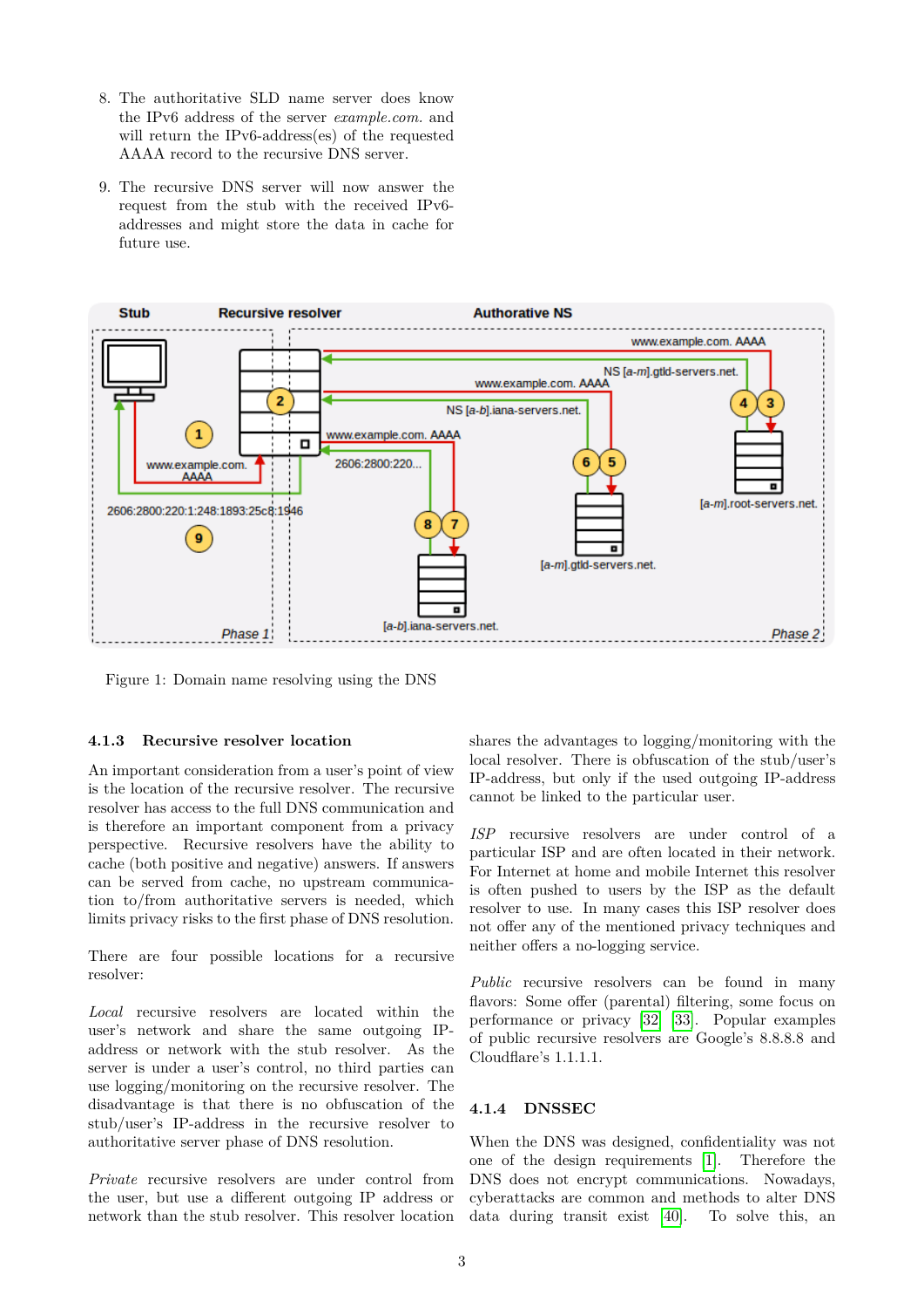8. The authoritative SLD name server does know the IPv6 address of the server *example.com.* and will return the IPv6-address(es) of the requested AAAA record to the recursive DNS server.

9. The recursive DNS server will now answer the request from the stub with the received IPv6-addresses and might store the data in cache for future use.

Figure 1: Domain name resolving using the DNS

### 4.1.3 Recursive resolver location

An important consideration from a user's point of view is the location of the recursive resolver. The recursive resolver has access to the full DNS communication and is therefore an important component from a privacy perspective. Recursive resolvers have the ability to cache (both positive and negative) answers. If answers can be served from cache, no upstream communication to/from authoritative servers is needed, which limits privacy risks to the first phase of DNS resolution.

There are four possible locations for a recursive resolver:

*Local* recursive resolvers are located within the user's network and share the same outgoing IP-address or network with the stub resolver. As the server is under a user's control, no third parties can use logging/monitoring on the recursive resolver. The disadvantage is that there is no obfuscation of the stub/user's IP-address in the recursive resolver to authoritative server phase of DNS resolution.

*Private* recursive resolvers are under control from the user, but use a different outgoing IP address or network than the stub resolver. This resolver location shares the advantages to logging/monitoring with the local resolver. There is obfuscation of the stub/user's IP-address, but only if the used outgoing IP-address cannot be linked to the particular user.

*ISP* recursive resolvers are under control of a particular ISP and are often located in their network. For Internet at home and mobile Internet this resolver is often pushed to users by the ISP as the default resolver to use. In many cases this ISP resolver does not offer any of the mentioned privacy techniques and neither offers a no-logging service.

*Public* recursive resolvers can be found in many flavors: Some offer (parental) filtering, some focus on performance or privacy [32] [33]. Popular examples of public recursive resolvers are Google's 8.8.8.8 and Cloudflare's 1.1.1.1.

### 4.1.4 DNSSEC

When the DNS was designed, confidentiality was not one of the design requirements [1]. Therefore the DNS does not encrypt communications. Nowadays, cyberattacks are common and methods to alter DNS data during transit exist [40]. To solve this, an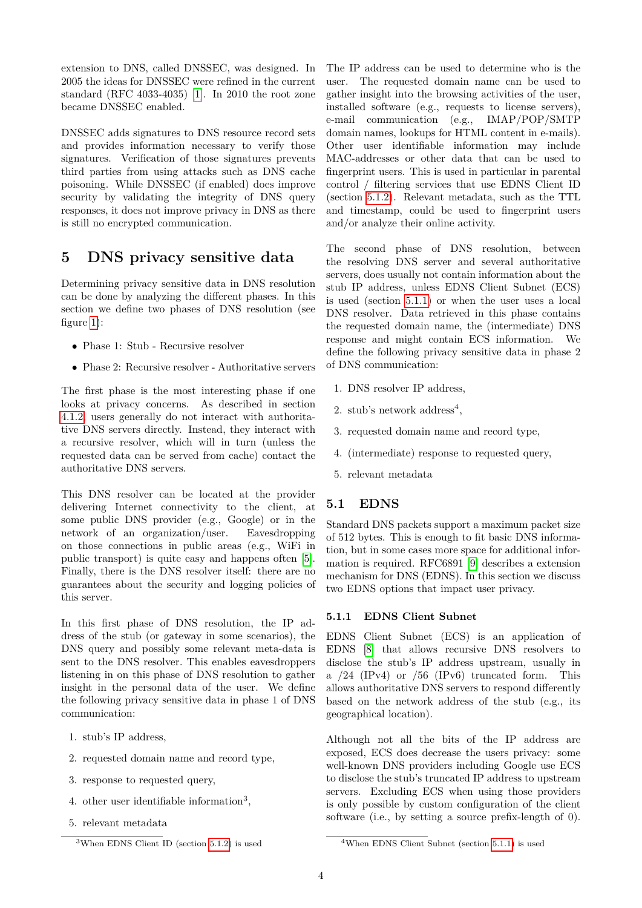extension to DNS, called DNSSEC, was designed. In 2005 the ideas for DNSSEC were refined in the current standard (RFC 4033-4035) [1]. In 2010 the root zone became DNSSEC enabled.

DNSSEC adds signatures to DNS resource record sets and provides information necessary to verify those signatures. Verification of those signatures prevents third parties from using attacks such as DNS cache poisoning. While DNSSEC (if enabled) does improve security by validating the integrity of DNS query responses, it does not improve privacy in DNS as there is still no encrypted communication.

# 5 DNS privacy sensitive data

Determining privacy sensitive data in DNS resolution can be done by analyzing the different phases. In this section we define two phases of DNS resolution (see figure 1):

- Phase 1: Stub - Recursive resolver
- Phase 2: Recursive resolver - Authoritative servers

The first phase is the most interesting phase if one looks at privacy concerns. As described in section 4.1.2, users generally do not interact with authoritative DNS servers directly. Instead, they interact with a recursive resolver, which will in turn (unless the requested data can be served from cache) contact the authoritative DNS servers.

This DNS resolver can be located at the provider delivering Internet connectivity to the client, at some public DNS provider (e.g., Google) or in the network of an organization/user. Eavesdropping on those connections in public areas (e.g., WiFi in public transport) is quite easy and happens often [5]. Finally, there is the DNS resolver itself: there are no guarantees about the security and logging policies of this server.

In this first phase of DNS resolution, the IP address of the stub (or gateway in some scenarios), the DNS query and possibly some relevant meta-data is sent to the DNS resolver. This enables eavesdroppers listening in on this phase of DNS resolution to gather insight in the personal data of the user. We define the following privacy sensitive data in phase 1 of DNS communication:

1. stub's IP address,
2. requested domain name and record type,
3. response to requested query,
4. other user identifiable information[3],
5. relevant metadata

[3] When EDNS Client ID (section 5.1.2) is used

The IP address can be used to determine who is the user. The requested domain name can be used to gather insight into the browsing activities of the user, installed software (e.g., requests to license servers), e-mail communication (e.g., IMAP/POP/SMTP domain names, lookups for HTML content in e-mails). Other user identifiable information may include MAC-addresses or other data that can be used to fingerprint users. This is used in particular in parental control / filtering services that use EDNS Client ID (section 5.1.2). Relevant metadata, such as the TTL and timestamp, could be used to fingerprint users and/or analyze their online activity.

The second phase of DNS resolution, between the resolving DNS server and several authoritative servers, does usually not contain information about the stub IP address, unless EDNS Client Subnet (ECS) is used (section 5.1.1) or when the user uses a local DNS resolver. Data retrieved in this phase contains the requested domain name, the (intermediate) DNS response and might contain ECS information. We define the following privacy sensitive data in phase 2 of DNS communication:

1. DNS resolver IP address,
2. stub's network address[4],
3. requested domain name and record type,
4. (intermediate) response to requested query,
5. relevant metadata

## 5.1 EDNS

Standard DNS packets support a maximum packet size of 512 bytes. This is enough to fit basic DNS information, but in some cases more space for additional information is required. RFC6891 [9] describes a extension mechanism for DNS (EDNS). In this section we discuss two EDNS options that impact user privacy.

### 5.1.1 EDNS Client Subnet

EDNS Client Subnet (ECS) is an application of EDNS [8] that allows recursive DNS resolvers to disclose the stub's IP address upstream, usually in a /24 (IPv4) or /56 (IPv6) truncated form. This allows authoritative DNS servers to respond differently based on the network address of the stub (e.g., its geographical location).

Although not all the bits of the IP address are exposed, ECS does decrease the users privacy: some well-known DNS providers including Google use ECS to disclose the stub's truncated IP address to upstream servers. Excluding ECS when using those providers is only possible by custom configuration of the client software (i.e., by setting a source prefix-length of 0).

[4] When EDNS Client Subnet (section 5.1.1) is used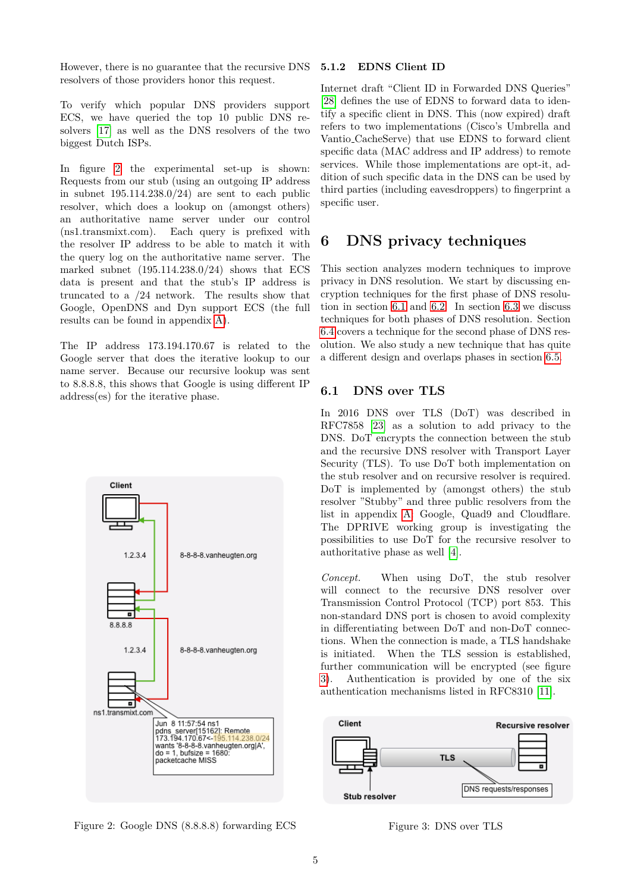However, there is no guarantee that the recursive DNS resolvers of those providers honor this request.

To verify which popular DNS providers support ECS, we have queried the top 10 public DNS resolvers [17] as well as the DNS resolvers of the two biggest Dutch ISPs.

In figure 2 the experimental set-up is shown: Requests from our stub (using an outgoing IP address in subnet 195.114.238.0/24) are sent to each public resolver, which does a lookup on (amongst others) an authoritative name server under our control (ns1.transmixt.com). Each query is prefixed with the resolver IP address to be able to match it with the query log on the authoritative name server. The marked subnet (195.114.238.0/24) shows that ECS data is present and that the stub's IP address is truncated to a /24 network. The results show that Google, OpenDNS and Dyn support ECS (the full results can be found in appendix A).

The IP address 173.194.170.67 is related to the Google server that does the iterative lookup to our name server. Because our recursive lookup was sent to 8.8.8.8, this shows that Google is using different IP address(es) for the iterative phase.

Figure 2: Google DNS (8.8.8.8) forwarding ECS

### 5.1.2 EDNS Client ID

Internet draft "Client ID in Forwarded DNS Queries" [28] defines the use of EDNS to forward data to identify a specific client in DNS. This (now expired) draft refers to two implementations (Cisco's Umbrella and Vantio_CacheServe) that use EDNS to forward client specific data (MAC address and IP address) to remote services. While those implementations are opt-it, addition of such specific data in the DNS can be used by third parties (including eavesdroppers) to fingerprint a specific user.

# 6 DNS privacy techniques

This section analyzes modern techniques to improve privacy in DNS resolution. We start by discussing encryption techniques for the first phase of DNS resolution in section 6.1 and 6.2. In section 6.3 we discuss techniques for both phases of DNS resolution. Section 6.4 covers a technique for the second phase of DNS resolution. We also study a new technique that has quite a different design and overlaps phases in section 6.5.

## 6.1 DNS over TLS

In 2016 DNS over TLS (DoT) was described in RFC7858 [23] as a solution to add privacy to the DNS. DoT encrypts the connection between the stub and the recursive DNS resolver with Transport Layer Security (TLS). To use DoT both implementation on the stub resolver and on recursive resolver is required. DoT is implemented by (amongst others) the stub resolver "Stubby" and three public resolvers from the list in appendix A: Google, Quad9 and Cloudflare. The DPRIVE working group is investigating the possibilities to use DoT for the recursive resolver to authoritative phase as well [4].

*Concept.* When using DoT, the stub resolver will connect to the recursive DNS resolver over Transmission Control Protocol (TCP) port 853. This non-standard DNS port is chosen to avoid complexity in differentiating between DoT and non-DoT connections. When the connection is made, a TLS handshake is initiated. When the TLS session is established, further communication will be encrypted (see figure 3). Authentication is provided by one of the six authentication mechanisms listed in RFC8310 [11].

Figure 3: DNS over TLS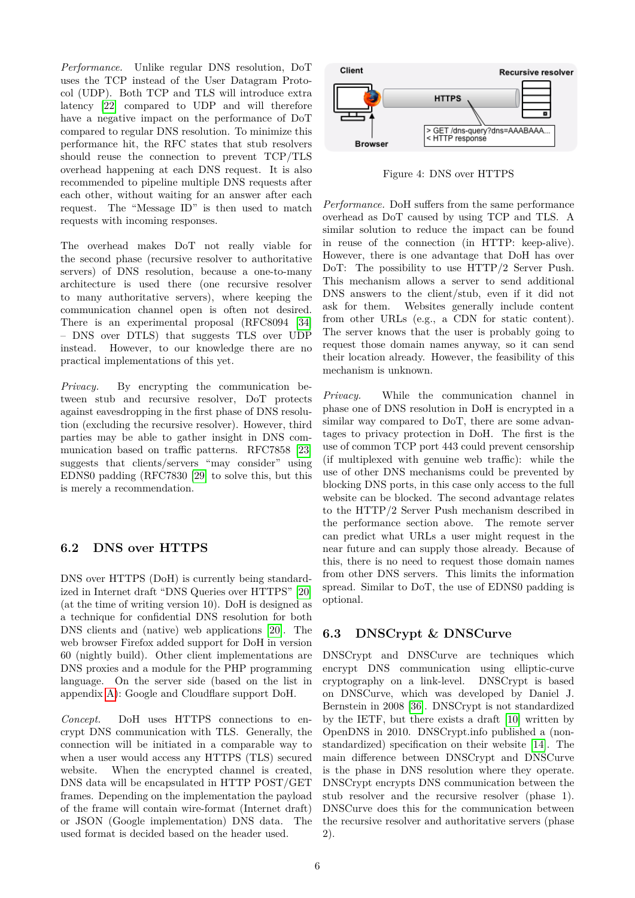*Performance.* Unlike regular DNS resolution, DoT uses the TCP instead of the User Datagram Protocol (UDP). Both TCP and TLS will introduce extra latency [22] compared to UDP and will therefore have a negative impact on the performance of DoT compared to regular DNS resolution. To minimize this performance hit, the RFC states that stub resolvers should reuse the connection to prevent TCP/TLS overhead happening at each DNS request. It is also recommended to pipeline multiple DNS requests after each other, without waiting for an answer after each request. The "Message ID" is then used to match requests with incoming responses.

The overhead makes DoT not really viable for the second phase (recursive resolver to authoritative servers) of DNS resolution, because a one-to-many architecture is used there (one recursive resolver to many authoritative servers), where keeping the communication channel open is often not desired. There is an experimental proposal (RFC8094 [34] – DNS over DTLS) that suggests TLS over UDP instead. However, to our knowledge there are no practical implementations of this yet.

*Privacy.* By encrypting the communication between stub and recursive resolver, DoT protects against eavesdropping in the first phase of DNS resolution (excluding the recursive resolver). However, third parties may be able to gather insight in DNS communication based on traffic patterns. RFC7858 [23] suggests that clients/servers "may consider" using EDNS0 padding (RFC7830 [29]) to solve this, but this is merely a recommendation.

## 6.2 DNS over HTTPS

DNS over HTTPS (DoH) is currently being standardized in Internet draft "DNS Queries over HTTPS" [20] (at the time of writing version 10). DoH is designed as a technique for confidential DNS resolution for both DNS clients and (native) web applications [20]. The web browser Firefox added support for DoH in version 60 (nightly build). Other client implementations are DNS proxies and a module for the PHP programming language. On the server side (based on the list in appendix A): Google and Cloudflare support DoH.

*Concept.* DoH uses HTTPS connections to encrypt DNS communication with TLS. Generally, the connection will be initiated in a comparable way to when a user would access any HTTPS (TLS) secured website. When the encrypted channel is created, DNS data will be encapsulated in HTTP POST/GET frames. Depending on the implementation the payload of the frame will contain wire-format (Internet draft) or JSON (Google implementation) DNS data. The used format is decided based on the header used.

Client | Recursive resolver | HTTPS | Browser | > GET /dns-query?dns=AAABAAA... < HTTP response

Figure 4: DNS over HTTPS

*Performance.* DoH suffers from the same performance overhead as DoT caused by using TCP and TLS. A similar solution to reduce the impact can be found in reuse of the connection (in HTTP: keep-alive). However, there is one advantage that DoH has over DoT: The possibility to use HTTP/2 Server Push. This mechanism allows a server to send additional DNS answers to the client/stub, even if it did not ask for them. Websites generally include content from other URLs (e.g., a CDN for static content). The server knows that the user is probably going to request those domain names anyway, so it can send their location already. However, the feasibility of this mechanism is unknown.

*Privacy.* While the communication channel in phase one of DNS resolution in DoH is encrypted in a similar way compared to DoT, there are some advantages to privacy protection in DoH. The first is the use of common TCP port 443 could prevent censorship (if multiplexed with genuine web traffic): while the use of other DNS mechanisms could be prevented by blocking DNS ports, in this case only access to the full website can be blocked. The second advantage relates to the HTTP/2 Server Push mechanism described in the performance section above. The remote server can predict what URLs a user might request in the near future and can supply those already. Because of this, there is no need to request those domain names from other DNS servers. This limits the information spread. Similar to DoT, the use of EDNS0 padding is optional.

## 6.3 DNSCrypt & DNSCurve

DNSCrypt and DNSCurve are techniques which encrypt DNS communication using elliptic-curve cryptography on a link-level. DNSCrypt is based on DNSCurve, which was developed by Daniel J. Bernstein in 2008 [36]. DNSCrypt is not standardized by the IETF, but there exists a draft [10] written by OpenDNS in 2010. DNSCrypt.info published a (non-standardized) specification on their website [14]. The main difference between DNSCrypt and DNSCurve is the phase in DNS resolution where they operate. DNSCrypt encrypts DNS communication between the stub resolver and the recursive resolver (phase 1). DNSCurve does this for the communication between the recursive resolver and authoritative servers (phase 2).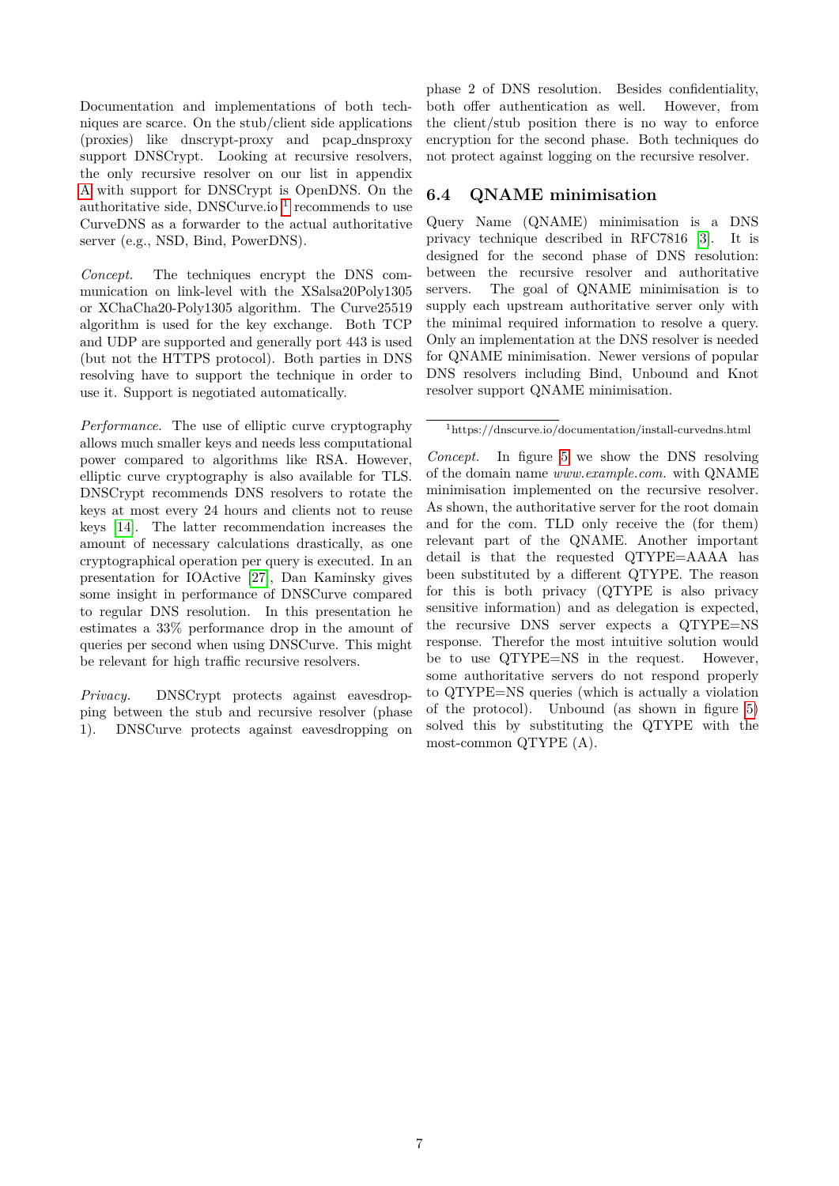Documentation and implementations of both techniques are scarce. On the stub/client side applications (proxies) like dnscrypt-proxy and pcap_dnsproxy support DNSCrypt. Looking at recursive resolvers, the only recursive resolver on our list in appendix A with support for DNSCrypt is OpenDNS. On the authoritative side, DNSCurve.io [1] recommends to use CurveDNS as a forwarder to the actual authoritative server (e.g., NSD, Bind, PowerDNS).

*Concept.* The techniques encrypt the DNS communication on link-level with the XSalsa20Poly1305 or XChaCha20-Poly1305 algorithm. The Curve25519 algorithm is used for the key exchange. Both TCP and UDP are supported and generally port 443 is used (but not the HTTPS protocol). Both parties in DNS resolving have to support the technique in order to use it. Support is negotiated automatically.

*Performance.* The use of elliptic curve cryptography allows much smaller keys and needs less computational power compared to algorithms like RSA. However, elliptic curve cryptography is also available for TLS. DNSCrypt recommends DNS resolvers to rotate the keys at most every 24 hours and clients not to reuse keys [14]. The latter recommendation increases the amount of necessary calculations drastically, as one cryptographical operation per query is executed. In an presentation for IOActive [27], Dan Kaminsky gives some insight in performance of DNSCurve compared to regular DNS resolution. In this presentation he estimates a 33% performance drop in the amount of queries per second when using DNSCurve. This might be relevant for high traffic recursive resolvers.

*Privacy.* DNSCrypt protects against eavesdropping between the stub and recursive resolver (phase 1). DNSCurve protects against eavesdropping on phase 2 of DNS resolution. Besides confidentiality, both offer authentication as well. However, from the client/stub position there is no way to enforce encryption for the second phase. Both techniques do not protect against logging on the recursive resolver.

## 6.4 QNAME minimisation

Query Name (QNAME) minimisation is a DNS privacy technique described in RFC7816 [3]. It is designed for the second phase of DNS resolution: between the recursive resolver and authoritative servers. The goal of QNAME minimisation is to supply each upstream authoritative server only with the minimal required information to resolve a query. Only an implementation at the DNS resolver is needed for QNAME minimisation. Newer versions of popular DNS resolvers including Bind, Unbound and Knot resolver support QNAME minimisation.

[1] https://dnscurve.io/documentation/install-curvedns.html

*Concept.* In figure 5 we show the DNS resolving of the domain name *www.example.com.* with QNAME minimisation implemented on the recursive resolver. As shown, the authoritative server for the root domain and for the com. TLD only receive the (for them) relevant part of the QNAME. Another important detail is that the requested QTYPE=AAAA has been substituted by a different QTYPE. The reason for this is both privacy (QTYPE is also privacy sensitive information) and as delegation is expected, the recursive DNS server expects a QTYPE=NS response. Therefor the most intuitive solution would be to use QTYPE=NS in the request. However, some authoritative servers do not respond properly to QTYPE=NS queries (which is actually a violation of the protocol). Unbound (as shown in figure 5) solved this by substituting the QTYPE with the most-common QTYPE (A).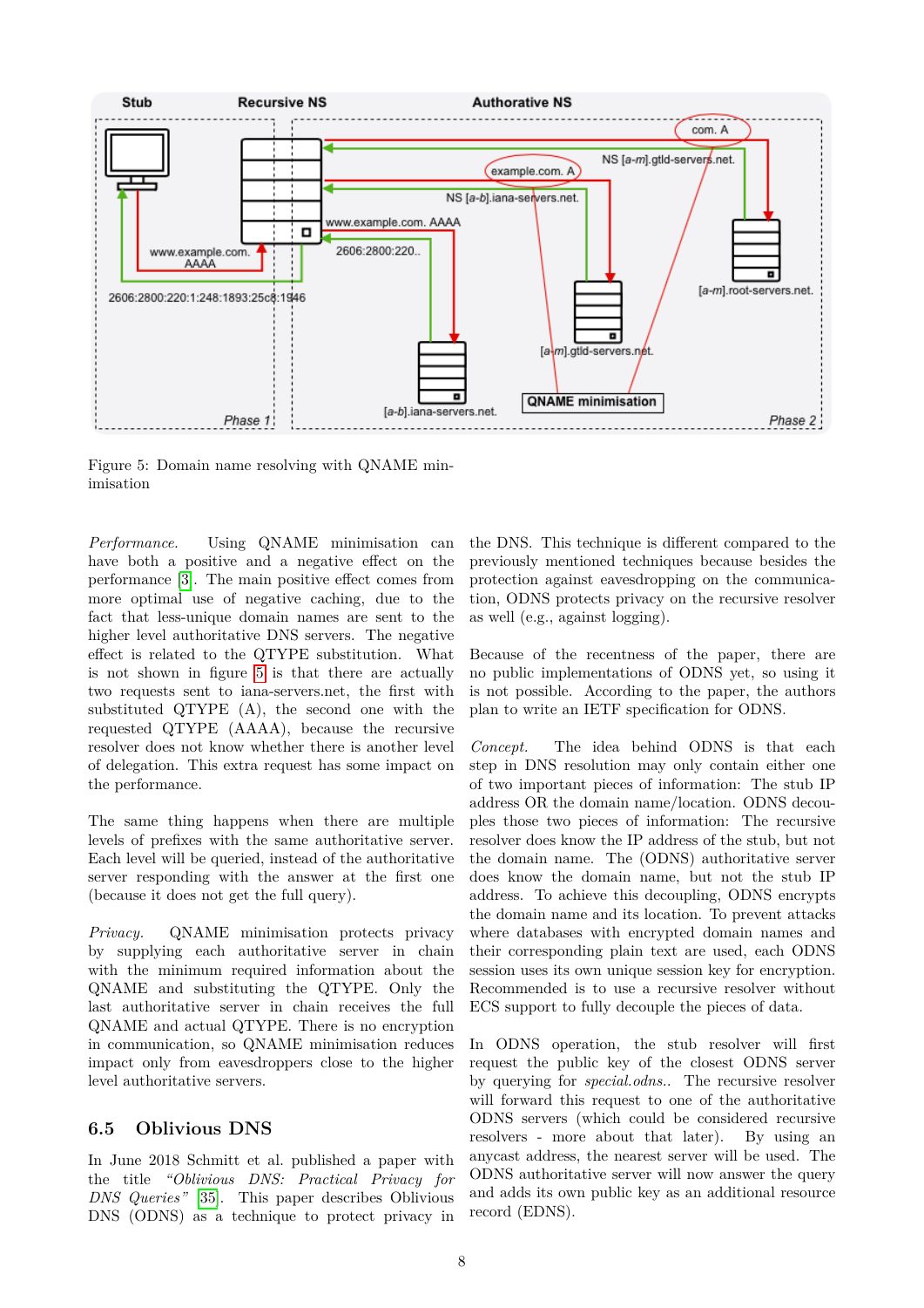Figure 5: Domain name resolving with QNAME minimisation

*Performance.* Using QNAME minimisation can have both a positive and a negative effect on the performance [3]. The main positive effect comes from more optimal use of negative caching, due to the fact that less-unique domain names are sent to the higher level authoritative DNS servers. The negative effect is related to the QTYPE substitution. What is not shown in figure 5 is that there are actually two requests sent to iana-servers.net, the first with substituted QTYPE (A), the second one with the requested QTYPE (AAAA), because the recursive resolver does not know whether there is another level of delegation. This extra request has some impact on the performance.

The same thing happens when there are multiple levels of prefixes with the same authoritative server. Each level will be queried, instead of the authoritative server responding with the answer at the first one (because it does not get the full query).

*Privacy.* QNAME minimisation protects privacy by supplying each authoritative server in chain with the minimum required information about the QNAME and substituting the QTYPE. Only the last authoritative server in chain receives the full QNAME and actual QTYPE. There is no encryption in communication, so QNAME minimisation reduces impact only from eavesdroppers close to the higher level authoritative servers.

### 6.5 Oblivious DNS

In June 2018 Schmitt et al. published a paper with the title *"Oblivious DNS: Practical Privacy for DNS Queries"* [35]. This paper describes Oblivious DNS (ODNS) as a technique to protect privacy in the DNS. This technique is different compared to the previously mentioned techniques because besides the protection against eavesdropping on the communication, ODNS protects privacy on the recursive resolver as well (e.g., against logging).

Because of the recentness of the paper, there are no public implementations of ODNS yet, so using it is not possible. According to the paper, the authors plan to write an IETF specification for ODNS.

*Concept.* The idea behind ODNS is that each step in DNS resolution may only contain either one of two important pieces of information: The stub IP address OR the domain name/location. ODNS decouples those two pieces of information: The recursive resolver does know the IP address of the stub, but not the domain name. The (ODNS) authoritative server does know the domain name, but not the stub IP address. To achieve this decoupling, ODNS encrypts the domain name and its location. To prevent attacks where databases with encrypted domain names and their corresponding plain text are used, each ODNS session uses its own unique session key for encryption. Recommended is to use a recursive resolver without ECS support to fully decouple the pieces of data.

In ODNS operation, the stub resolver will first request the public key of the closest ODNS server by querying for *special.odns.*. The recursive resolver will forward this request to one of the authoritative ODNS servers (which could be considered recursive resolvers - more about that later). By using an anycast address, the nearest server will be used. The ODNS authoritative server will now answer the query and adds its own public key as an additional resource record (EDNS).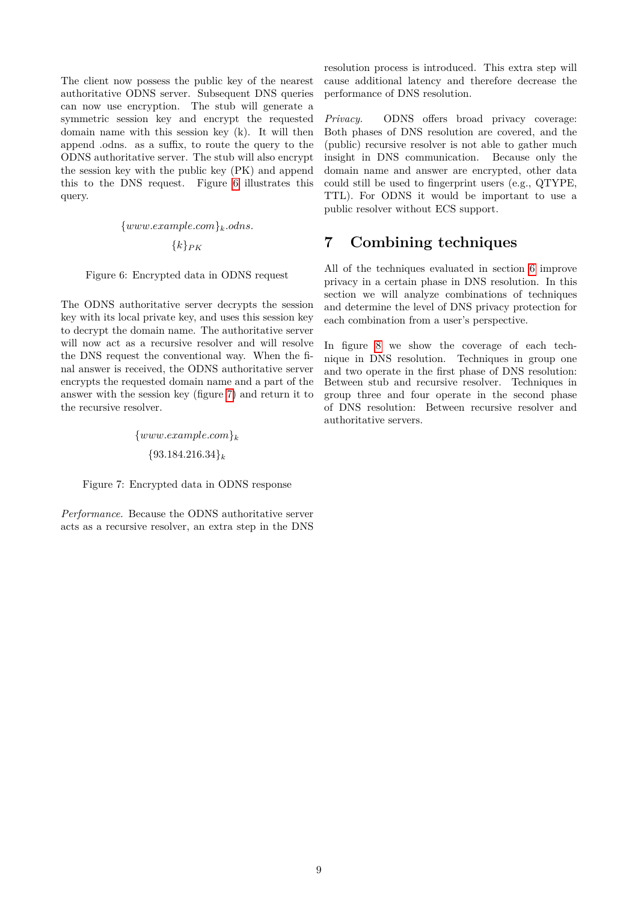The client now possess the public key of the nearest authoritative ODNS server. Subsequent DNS queries can now use encryption. The stub will generate a symmetric session key and encrypt the requested domain name with this session key (k). It will then append .odns. as a suffix, to route the query to the ODNS authoritative server. The stub will also encrypt the session key with the public key (PK) and append this to the DNS request. Figure 6 illustrates this query.

$$\{www.example.com\}_k.odns.$$

$$\{k\}_{PK}$$

Figure 6: Encrypted data in ODNS request

The ODNS authoritative server decrypts the session key with its local private key, and uses this session key to decrypt the domain name. The authoritative server will now act as a recursive resolver and will resolve the DNS request the conventional way. When the final answer is received, the ODNS authoritative server encrypts the requested domain name and a part of the answer with the session key (figure 7) and return it to the recursive resolver.

$$\{www.example.com\}_k$$

$$\{93.184.216.34\}_k$$

Figure 7: Encrypted data in ODNS response

*Performance.* Because the ODNS authoritative server acts as a recursive resolver, an extra step in the DNS resolution process is introduced. This extra step will cause additional latency and therefore decrease the performance of DNS resolution.

*Privacy.* ODNS offers broad privacy coverage: Both phases of DNS resolution are covered, and the (public) recursive resolver is not able to gather much insight in DNS communication. Because only the domain name and answer are encrypted, other data could still be used to fingerprint users (e.g., QTYPE, TTL). For ODNS it would be important to use a public resolver without ECS support.

# 7 Combining techniques

All of the techniques evaluated in section 6 improve privacy in a certain phase in DNS resolution. In this section we will analyze combinations of techniques and determine the level of DNS privacy protection for each combination from a user's perspective.

In figure 8 we show the coverage of each technique in DNS resolution. Techniques in group one and two operate in the first phase of DNS resolution: Between stub and recursive resolver. Techniques in group three and four operate in the second phase of DNS resolution: Between recursive resolver and authoritative servers.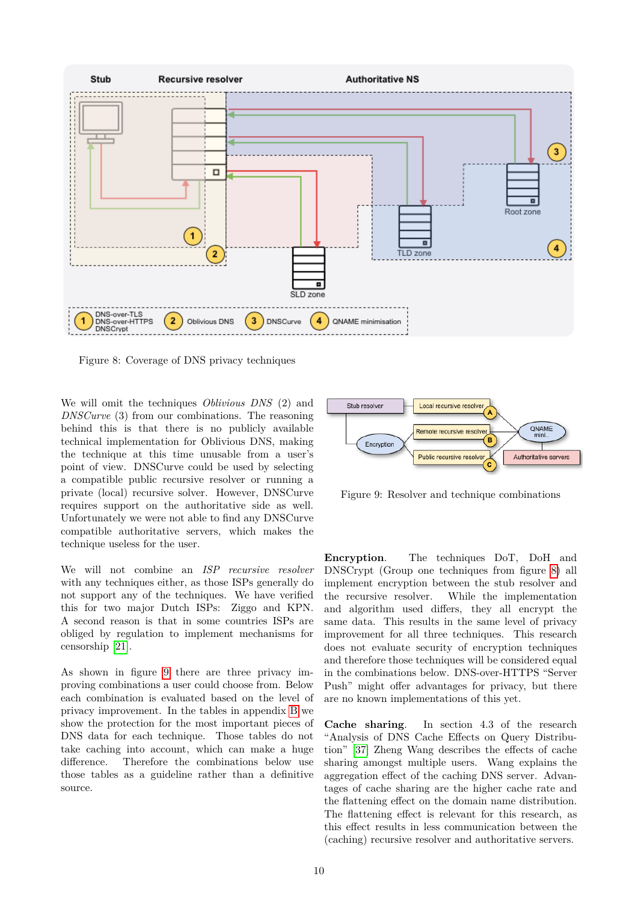Figure 8: Coverage of DNS privacy techniques

We will omit the techniques *Oblivious DNS* (2) and *DNSCurve* (3) from our combinations. The reasoning behind this is that there is no publicly available technical implementation for Oblivious DNS, making the technique at this time unusable from a user's point of view. DNSCurve could be used by selecting a compatible public recursive resolver or running a private (local) recursive solver. However, DNSCurve requires support on the authoritative side as well. Unfortunately we were not able to find any DNSCurve compatible authoritative servers, which makes the technique useless for the user.

We will not combine an *ISP recursive resolver* with any techniques either, as those ISPs generally do not support any of the techniques. We have verified this for two major Dutch ISPs: Ziggo and KPN. A second reason is that in some countries ISPs are obliged by regulation to implement mechanisms for censorship [21].

As shown in figure 9 there are three privacy improving combinations a user could choose from. Below each combination is evaluated based on the level of privacy improvement. In the tables in appendix B we show the protection for the most important pieces of DNS data for each technique. Those tables do not take caching into account, which can make a huge difference. Therefore the combinations below use those tables as a guideline rather than a definitive source.

Figure 9: Resolver and technique combinations

**Encryption.** The techniques DoT, DoH and DNSCrypt (Group one techniques from figure 8) all implement encryption between the stub resolver and the recursive resolver. While the implementation and algorithm used differs, they all encrypt the same data. This results in the same level of privacy improvement for all three techniques. This research does not evaluate security of encryption techniques and therefore those techniques will be considered equal in the combinations below. DNS-over-HTTPS "Server Push" might offer advantages for privacy, but there are no known implementations of this yet.

**Cache sharing.** In section 4.3 of the research "Analysis of DNS Cache Effects on Query Distribution" [37] Zheng Wang describes the effects of cache sharing amongst multiple users. Wang explains the aggregation effect of the caching DNS server. Advantages of cache sharing are the higher cache rate and the flattening effect on the domain name distribution. The flattening effect is relevant for this research, as this effect results in less communication between the (caching) recursive resolver and authoritative servers.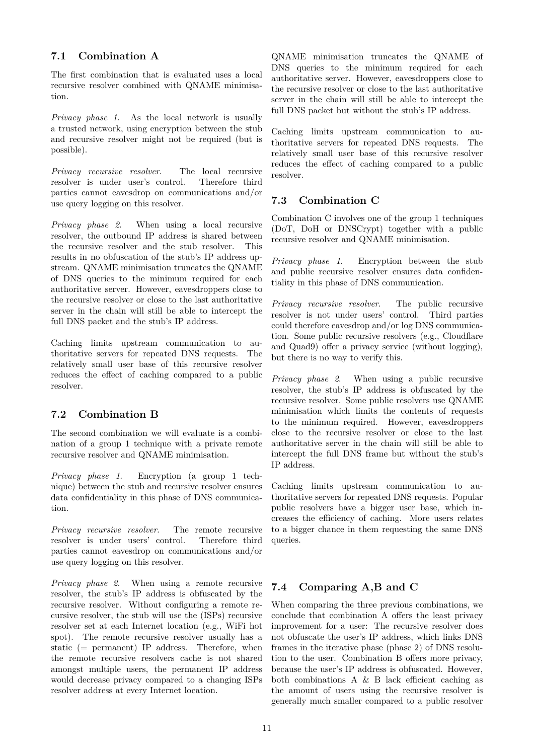### 7.1 Combination A

The first combination that is evaluated uses a local recursive resolver combined with QNAME minimisation.

*Privacy phase 1.* As the local network is usually a trusted network, using encryption between the stub and recursive resolver might not be required (but is possible).

*Privacy recursive resolver.* The local recursive resolver is under user's control. Therefore third parties cannot eavesdrop on communications and/or use query logging on this resolver.

*Privacy phase 2.* When using a local recursive resolver, the outbound IP address is shared between the recursive resolver and the stub resolver. This results in no obfuscation of the stub's IP address upstream. QNAME minimisation truncates the QNAME of DNS queries to the minimum required for each authoritative server. However, eavesdroppers close to the recursive resolver or close to the last authoritative server in the chain will still be able to intercept the full DNS packet and the stub's IP address.

Caching limits upstream communication to authoritative servers for repeated DNS requests. The relatively small user base of this recursive resolver reduces the effect of caching compared to a public resolver.

### 7.2 Combination B

The second combination we will evaluate is a combination of a group 1 technique with a private remote recursive resolver and QNAME minimisation.

*Privacy phase 1.* Encryption (a group 1 technique) between the stub and recursive resolver ensures data confidentiality in this phase of DNS communication.

*Privacy recursive resolver.* The remote recursive resolver is under users' control. Therefore third parties cannot eavesdrop on communications and/or use query logging on this resolver.

*Privacy phase 2.* When using a remote recursive resolver, the stub's IP address is obfuscated by the recursive resolver. Without configuring a remote recursive resolver, the stub will use the (ISPs) recursive resolver set at each Internet location (e.g., WiFi hot spot). The remote recursive resolver usually has a static (= permanent) IP address. Therefore, when the remote recursive resolvers cache is not shared amongst multiple users, the permanent IP address would decrease privacy compared to a changing ISPs resolver address at every Internet location.

QNAME minimisation truncates the QNAME of DNS queries to the minimum required for each authoritative server. However, eavesdroppers close to the recursive resolver or close to the last authoritative server in the chain will still be able to intercept the full DNS packet but without the stub's IP address.

Caching limits upstream communication to authoritative servers for repeated DNS requests. The relatively small user base of this recursive resolver reduces the effect of caching compared to a public resolver.

### 7.3 Combination C

Combination C involves one of the group 1 techniques (DoT, DoH or DNSCrypt) together with a public recursive resolver and QNAME minimisation.

*Privacy phase 1.* Encryption between the stub and public recursive resolver ensures data confidentiality in this phase of DNS communication.

*Privacy recursive resolver.* The public recursive resolver is not under users' control. Third parties could therefore eavesdrop and/or log DNS communication. Some public recursive resolvers (e.g., Cloudflare and Quad9) offer a privacy service (without logging), but there is no way to verify this.

*Privacy phase 2.* When using a public recursive resolver, the stub's IP address is obfuscated by the recursive resolver. Some public resolvers use QNAME minimisation which limits the contents of requests to the minimum required. However, eavesdroppers close to the recursive resolver or close to the last authoritative server in the chain will still be able to intercept the full DNS frame but without the stub's IP address.

Caching limits upstream communication to authoritative servers for repeated DNS requests. Popular public resolvers have a bigger user base, which increases the efficiency of caching. More users relates to a bigger chance in them requesting the same DNS queries.

### 7.4 Comparing A,B and C

When comparing the three previous combinations, we conclude that combination A offers the least privacy improvement for a user: The recursive resolver does not obfuscate the user's IP address, which links DNS frames in the iterative phase (phase 2) of DNS resolution to the user. Combination B offers more privacy, because the user's IP address is obfuscated. However, both combinations A & B lack efficient caching as the amount of users using the recursive resolver is generally much smaller compared to a public resolver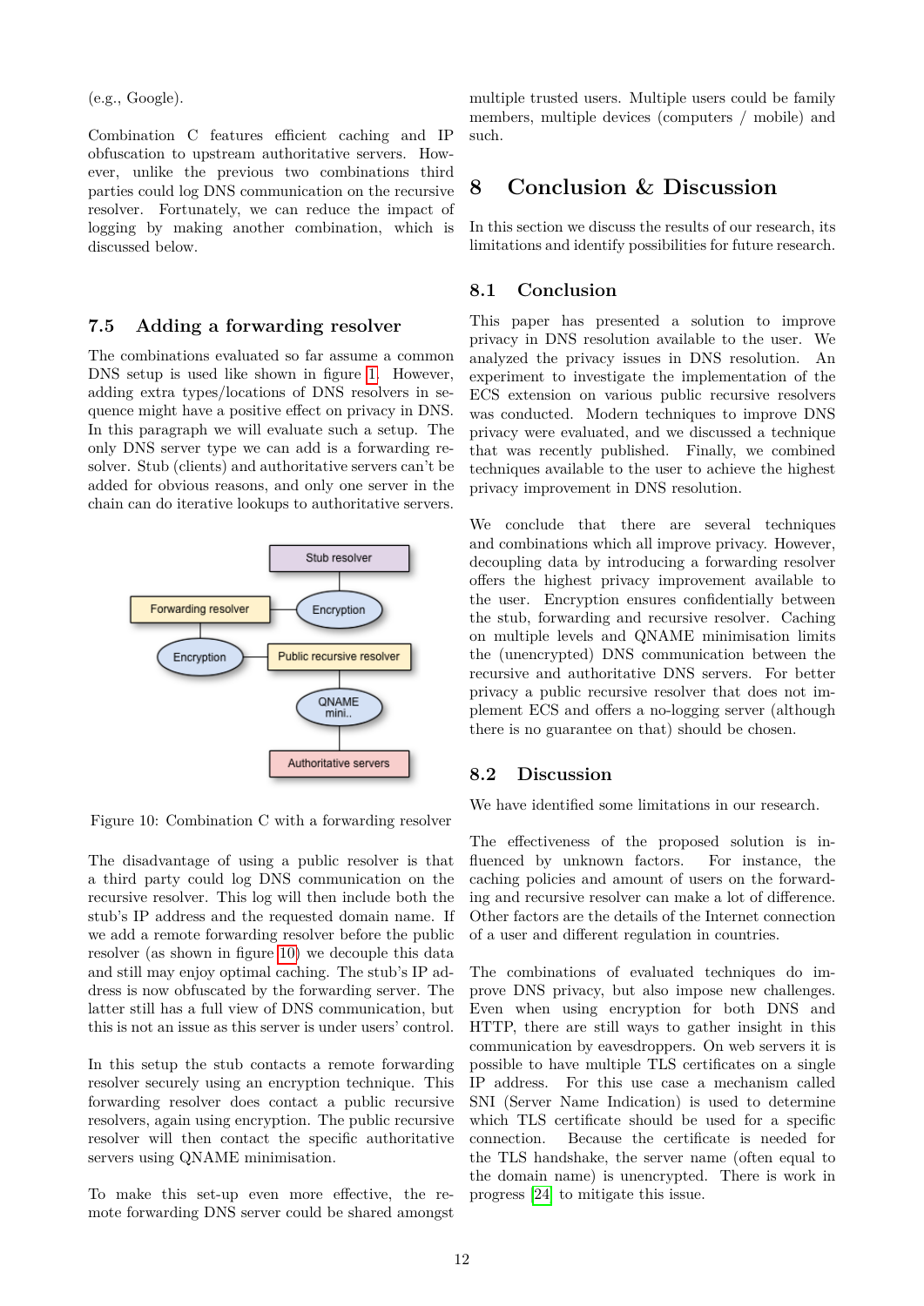(e.g., Google).

Combination C features efficient caching and IP obfuscation to upstream authoritative servers. However, unlike the previous two combinations third parties could log DNS communication on the recursive resolver. Fortunately, we can reduce the impact of logging by making another combination, which is discussed below.

### 7.5 Adding a forwarding resolver

The combinations evaluated so far assume a common DNS setup is used like shown in figure 1. However, adding extra types/locations of DNS resolvers in sequence might have a positive effect on privacy in DNS. In this paragraph we will evaluate such a setup. The only DNS server type we can add is a forwarding resolver. Stub (clients) and authoritative servers can't be added for obvious reasons, and only one server in the chain can do iterative lookups to authoritative servers.

Figure 10: Combination C with a forwarding resolver

The disadvantage of using a public resolver is that a third party could log DNS communication on the recursive resolver. This log will then include both the stub's IP address and the requested domain name. If we add a remote forwarding resolver before the public resolver (as shown in figure 10) we decouple this data and still may enjoy optimal caching. The stub's IP address is now obfuscated by the forwarding server. The latter still has a full view of DNS communication, but this is not an issue as this server is under users' control.

In this setup the stub contacts a remote forwarding resolver securely using an encryption technique. This forwarding resolver does contact a public recursive resolvers, again using encryption. The public recursive resolver will then contact the specific authoritative servers using QNAME minimisation.

To make this set-up even more effective, the remote forwarding DNS server could be shared amongst multiple trusted users. Multiple users could be family members, multiple devices (computers / mobile) and such.

## 8 Conclusion & Discussion

In this section we discuss the results of our research, its limitations and identify possibilities for future research.

### 8.1 Conclusion

This paper has presented a solution to improve privacy in DNS resolution available to the user. We analyzed the privacy issues in DNS resolution. An experiment to investigate the implementation of the ECS extension on various public recursive resolvers was conducted. Modern techniques to improve DNS privacy were evaluated, and we discussed a technique that was recently published. Finally, we combined techniques available to the user to achieve the highest privacy improvement in DNS resolution.

We conclude that there are several techniques and combinations which all improve privacy. However, decoupling data by introducing a forwarding resolver offers the highest privacy improvement available to the user. Encryption ensures confidentially between the stub, forwarding and recursive resolver. Caching on multiple levels and QNAME minimisation limits the (unencrypted) DNS communication between the recursive and authoritative DNS servers. For better privacy a public recursive resolver that does not implement ECS and offers a no-logging server (although there is no guarantee on that) should be chosen.

### 8.2 Discussion

We have identified some limitations in our research.

The effectiveness of the proposed solution is influenced by unknown factors. For instance, the caching policies and amount of users on the forwarding and recursive resolver can make a lot of difference. Other factors are the details of the Internet connection of a user and different regulation in countries.

The combinations of evaluated techniques do improve DNS privacy, but also impose new challenges. Even when using encryption for both DNS and HTTP, there are still ways to gather insight in this communication by eavesdroppers. On web servers it is possible to have multiple TLS certificates on a single IP address. For this use case a mechanism called SNI (Server Name Indication) is used to determine which TLS certificate should be used for a specific connection. Because the certificate is needed for the TLS handshake, the server name (often equal to the domain name) is unencrypted. There is work in progress [24] to mitigate this issue.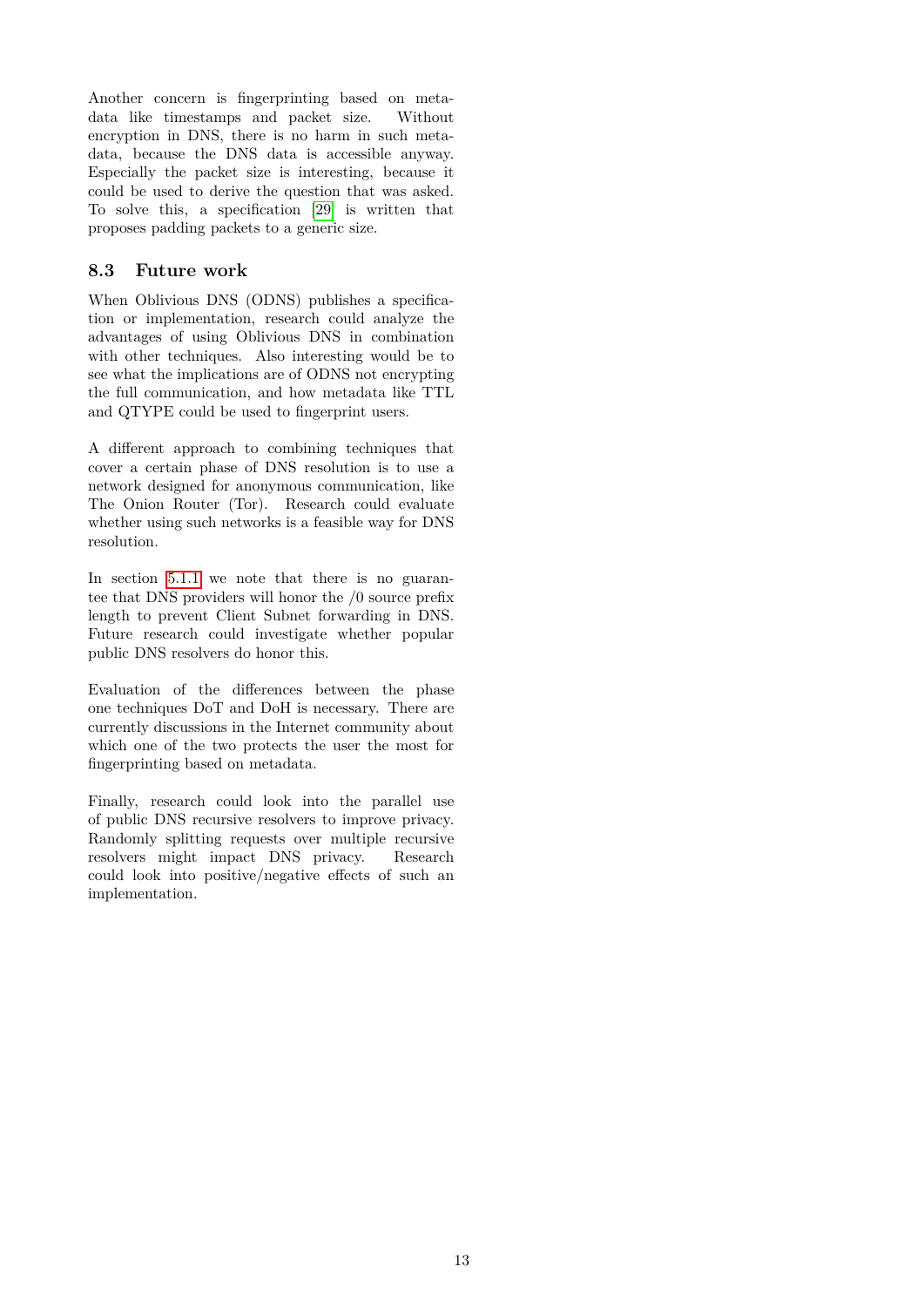Another concern is fingerprinting based on metadata like timestamps and packet size. Without encryption in DNS, there is no harm in such metadata, because the DNS data is accessible anyway. Especially the packet size is interesting, because it could be used to derive the question that was asked. To solve this, a specification [29] is written that proposes padding packets to a generic size.

## 8.3 Future work

When Oblivious DNS (ODNS) publishes a specification or implementation, research could analyze the advantages of using Oblivious DNS in combination with other techniques. Also interesting would be to see what the implications are of ODNS not encrypting the full communication, and how metadata like TTL and QTYPE could be used to fingerprint users.

A different approach to combining techniques that cover a certain phase of DNS resolution is to use a network designed for anonymous communication, like The Onion Router (Tor). Research could evaluate whether using such networks is a feasible way for DNS resolution.

In section 5.1.1 we note that there is no guarantee that DNS providers will honor the /0 source prefix length to prevent Client Subnet forwarding in DNS. Future research could investigate whether popular public DNS resolvers do honor this.

Evaluation of the differences between the phase one techniques DoT and DoH is necessary. There are currently discussions in the Internet community about which one of the two protects the user the most for fingerprinting based on metadata.

Finally, research could look into the parallel use of public DNS recursive resolvers to improve privacy. Randomly splitting requests over multiple recursive resolvers might impact DNS privacy. Research could look into positive/negative effects of such an implementation.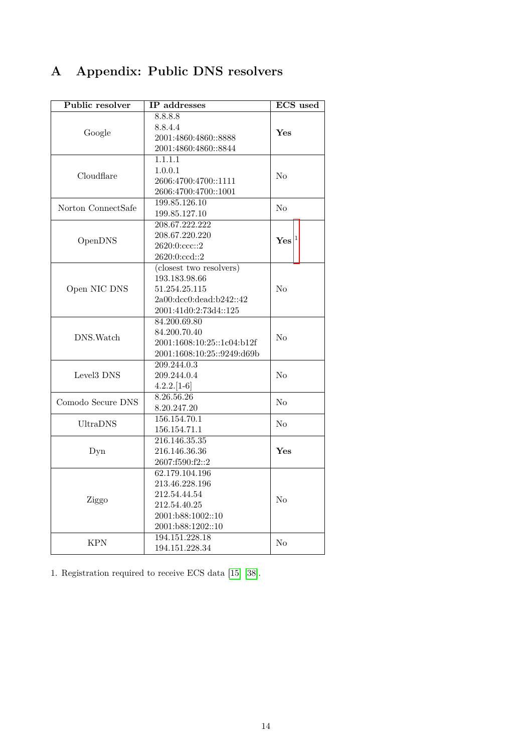# A Appendix: Public DNS resolvers

| Public resolver | IP addresses | ECS used |
|---|---|---|
| Google | 8.8.8.8<br>8.8.4.4<br>2001:4860:4860::8888<br>2001:4860:4860::8844 | **Yes** |
| Cloudflare | 1.1.1.1<br>1.0.0.1<br>2606:4700:4700::1111<br>2606:4700:4700::1001 | No |
| Norton ConnectSafe | 199.85.126.10<br>199.85.127.10 | No |
| OpenDNS | 208.67.222.222<br>208.67.220.220<br>2620:0:ccc::2<br>2620:0:ccd::2 | **Yes** [1] |
| Open NIC DNS | (closest two resolvers)<br>193.183.98.66<br>51.254.25.115<br>2a00:dcc0:dead:b242::42<br>2001:41d0:2:73d4::125 | No |
| DNS.Watch | 84.200.69.80<br>84.200.70.40<br>2001:1608:10:25::1c04:b12f<br>2001:1608:10:25::9249:d69b | No |
| Level3 DNS | 209.244.0.3<br>209.244.0.4<br>4.2.2.[1-6] | No |
| Comodo Secure DNS | 8.26.56.26<br>8.20.247.20 | No |
| UltraDNS | 156.154.70.1<br>156.154.71.1 | No |
| Dyn | 216.146.35.35<br>216.146.36.36<br>2607:f590:f2::2 | **Yes** |
| Ziggo | 62.179.104.196<br>213.46.228.196<br>212.54.44.54<br>212.54.40.25<br>2001:b88:1002::10<br>2001:b88:1202::10 | No |
| KPN | 194.151.228.18<br>194.151.228.34 | No |

1. Registration required to receive ECS data [15] [38].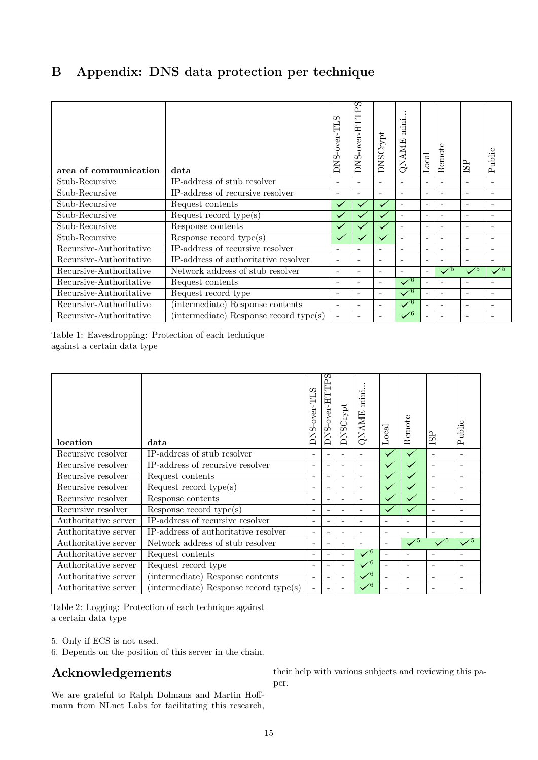## B Appendix: DNS data protection per technique

| area of communication | data | DNS-over-TLS | DNS-over-HTTPS | DNSCrypt | QNAME mini... | Local | Remote | ISP | Public |
|---|---|---|---|---|---|---|---|---|---|
| Stub-Recursive | IP-address of stub resolver | - | - | - | - | - | - | - | - |
| Stub-Recursive | IP-address of recursive resolver | - | - | - | - | - | - | - | - |
| Stub-Recursive | Request contents | ✓ | ✓ | ✓ | - | - | - | - | - |
| Stub-Recursive | Request record type(s) | ✓ | ✓ | ✓ | - | - | - | - | - |
| Stub-Recursive | Response contents | ✓ | ✓ | ✓ | - | - | - | - | - |
| Stub-Recursive | Response record type(s) | ✓ | ✓ | ✓ | - | - | - | - | - |
| Recursive-Authoritative | IP-address of recursive resolver | - | - | - | - | - | - | - | - |
| Recursive-Authoritative | IP-address of authoritative resolver | - | - | - | - | - | - | - | - |
| Recursive-Authoritative | Network address of stub resolver | - | - | - | - | - | ✓[5] | ✓[5] | ✓[5] |
| Recursive-Authoritative | Request contents | - | - | - | ✓[6] | - | - | - | - |
| Recursive-Authoritative | Request record type | - | - | - | ✓[6] | - | - | - | - |
| Recursive-Authoritative | (intermediate) Response contents | - | - | - | ✓[6] | - | - | - | - |
| Recursive-Authoritative | (intermediate) Response record type(s) | - | - | - | ✓[6] | - | - | - | - |

Table 1: Eavesdropping: Protection of each technique against a certain data type

| location | data | DNS-over-TLS | DNS-over-HTTPS | DNSCrypt | QNAME mini... | Local | Remote | ISP | Public |
|---|---|---|---|---|---|---|---|---|---|
| Recursive resolver | IP-address of stub resolver | - | - | - | - | ✓ | ✓ | - | - |
| Recursive resolver | IP-address of recursive resolver | - | - | - | - | ✓ | ✓ | - | - |
| Recursive resolver | Request contents | - | - | - | - | ✓ | ✓ | - | - |
| Recursive resolver | Request record type(s) | - | - | - | - | ✓ | ✓ | - | - |
| Recursive resolver | Response contents | - | - | - | - | ✓ | ✓ | - | - |
| Recursive resolver | Response record type(s) | - | - | - | - | ✓ | ✓ | - | - |
| Authoritative server | IP-address of recursive resolver | - | - | - | - | - | - | - | - |
| Authoritative server | IP-address of authoritative resolver | - | - | - | - | - | - | - | - |
| Authoritative server | Network address of stub resolver | - | - | - | - | - | ✓[5] | ✓[5] | ✓[5] |
| Authoritative server | Request contents | - | - | - | ✓[6] | - | - | - | - |
| Authoritative server | Request record type | - | - | - | ✓[6] | - | - | - | - |
| Authoritative server | (intermediate) Response contents | - | - | - | ✓[6] | - | - | - | - |
| Authoritative server | (intermediate) Response record type(s) | - | - | - | ✓[6] | - | - | - | - |

Table 2: Logging: Protection of each technique against a certain data type

5. Only if ECS is not used.
6. Depends on the position of this server in the chain.

## Acknowledgements

We are grateful to Ralph Dolmans and Martin Hoffmann from NLnet Labs for facilitating this research, their help with various subjects and reviewing this paper.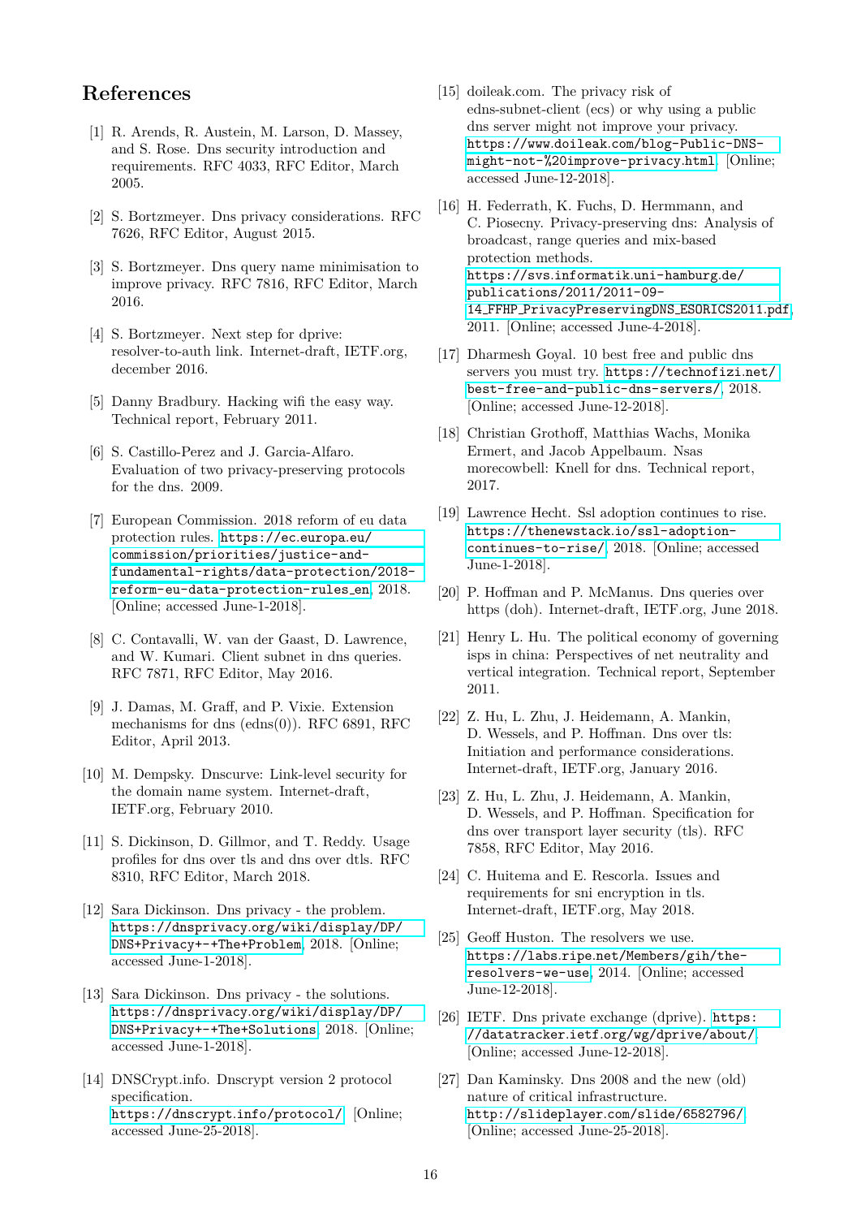# References

[1] R. Arends, R. Austein, M. Larson, D. Massey, and S. Rose. Dns security introduction and requirements. RFC 4033, RFC Editor, March 2005.

[2] S. Bortzmeyer. Dns privacy considerations. RFC 7626, RFC Editor, August 2015.

[3] S. Bortzmeyer. Dns query name minimisation to improve privacy. RFC 7816, RFC Editor, March 2016.

[4] S. Bortzmeyer. Next step for dprive: resolver-to-auth link. Internet-draft, IETF.org, december 2016.

[5] Danny Bradbury. Hacking wifi the easy way. Technical report, February 2011.

[6] S. Castillo-Perez and J. Garcia-Alfaro. Evaluation of two privacy-preserving protocols for the dns. 2009.

[7] European Commission. 2018 reform of eu data protection rules. https://ec.europa.eu/commission/priorities/justice-and-fundamental-rights/data-protection/2018-reform-eu-data-protection-rules_en, 2018. [Online; accessed June-1-2018].

[8] C. Contavalli, W. van der Gaast, D. Lawrence, and W. Kumari. Client subnet in dns queries. RFC 7871, RFC Editor, May 2016.

[9] J. Damas, M. Graff, and P. Vixie. Extension mechanisms for dns (edns(0)). RFC 6891, RFC Editor, April 2013.

[10] M. Dempsky. Dnscurve: Link-level security for the domain name system. Internet-draft, IETF.org, February 2010.

[11] S. Dickinson, D. Gillmor, and T. Reddy. Usage profiles for dns over tls and dns over dtls. RFC 8310, RFC Editor, March 2018.

[12] Sara Dickinson. Dns privacy - the problem. https://dnsprivacy.org/wiki/display/DP/DNS+Privacy+-+The+Problem, 2018. [Online; accessed June-1-2018].

[13] Sara Dickinson. Dns privacy - the solutions. https://dnsprivacy.org/wiki/display/DP/DNS+Privacy+-+The+Solutions, 2018. [Online; accessed June-1-2018].

[14] DNSCrypt.info. Dnscrypt version 2 protocol specification. https://dnscrypt.info/protocol/. [Online; accessed June-25-2018].

[15] doileak.com. The privacy risk of edns-subnet-client (ecs) or why using a public dns server might not improve your privacy. https://www.doileak.com/blog-Public-DNS-might-not-%20improve-privacy.html. [Online; accessed June-12-2018].

[16] H. Federrath, K. Fuchs, D. Herrmann, and C. Piosecny. Privacy-preserving dns: Analysis of broadcast, range queries and mix-based protection methods. https://svs.informatik.uni-hamburg.de/publications/2011/2011-09-14_FFHP_PrivacyPreservingDNS_ESORICS2011.pdf, 2011. [Online; accessed June-4-2018].

[17] Dharmesh Goyal. 10 best free and public dns servers you must try. https://technofizi.net/best-free-and-public-dns-servers/, 2018. [Online; accessed June-12-2018].

[18] Christian Grothoff, Matthias Wachs, Monika Ermert, and Jacob Appelbaum. Nsas morecowbell: Knell for dns. Technical report, 2017.

[19] Lawrence Hecht. Ssl adoption continues to rise. https://thenewstack.io/ssl-adoption-continues-to-rise/, 2018. [Online; accessed June-1-2018].

[20] P. Hoffman and P. McManus. Dns queries over https (doh). Internet-draft, IETF.org, June 2018.

[21] Henry L. Hu. The political economy of governing isps in china: Perspectives of net neutrality and vertical integration. Technical report, September 2011.

[22] Z. Hu, L. Zhu, J. Heidemann, A. Mankin, D. Wessels, and P. Hoffman. Dns over tls: Initiation and performance considerations. Internet-draft, IETF.org, January 2016.

[23] Z. Hu, L. Zhu, J. Heidemann, A. Mankin, D. Wessels, and P. Hoffman. Specification for dns over transport layer security (tls). RFC 7858, RFC Editor, May 2016.

[24] C. Huitema and E. Rescorla. Issues and requirements for sni encryption in tls. Internet-draft, IETF.org, May 2018.

[25] Geoff Huston. The resolvers we use. https://labs.ripe.net/Members/gih/the-resolvers-we-use, 2014. [Online; accessed June-12-2018].

[26] IETF. Dns private exchange (dprive). https://datatracker.ietf.org/wg/dprive/about/. [Online; accessed June-12-2018].

[27] Dan Kaminsky. Dns 2008 and the new (old) nature of critical infrastructure. http://slideplayer.com/slide/6582796/. [Online; accessed June-25-2018].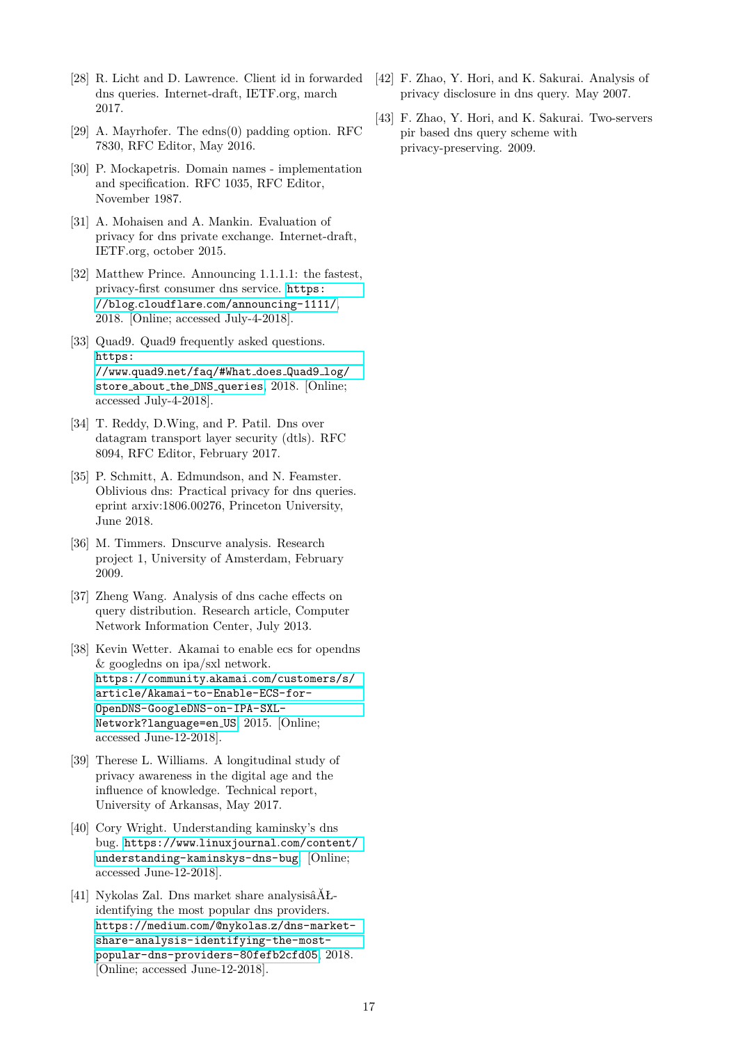[28] R. Licht and D. Lawrence. Client id in forwarded dns queries. Internet-draft, IETF.org, march 2017.

[29] A. Mayrhofer. The edns(0) padding option. RFC 7830, RFC Editor, May 2016.

[30] P. Mockapetris. Domain names - implementation and specification. RFC 1035, RFC Editor, November 1987.

[31] A. Mohaisen and A. Mankin. Evaluation of privacy for dns private exchange. Internet-draft, IETF.org, october 2015.

[32] Matthew Prince. Announcing 1.1.1.1: the fastest, privacy-first consumer dns service. https://blog.cloudflare.com/announcing-1111/, 2018. [Online; accessed July-4-2018].

[33] Quad9. Quad9 frequently asked questions. https://www.quad9.net/faq/#What_does_Quad9_log/store_about_the_DNS_queries, 2018. [Online; accessed July-4-2018].

[34] T. Reddy, D.Wing, and P. Patil. Dns over datagram transport layer security (dtls). RFC 8094, RFC Editor, February 2017.

[35] P. Schmitt, A. Edmundson, and N. Feamster. Oblivious dns: Practical privacy for dns queries. eprint arxiv:1806.00276, Princeton University, June 2018.

[36] M. Timmers. Dnscurve analysis. Research project 1, University of Amsterdam, February 2009.

[37] Zheng Wang. Analysis of dns cache effects on query distribution. Research article, Computer Network Information Center, July 2013.

[38] Kevin Wetter. Akamai to enable ecs for opendns & googledns on ipa/sxl network. https://community.akamai.com/customers/s/article/Akamai-to-Enable-ECS-for-OpenDNS-GoogleDNS-on-IPA-SXL-Network?language=en_US, 2015. [Online; accessed June-12-2018].

[39] Therese L. Williams. A longitudinal study of privacy awareness in the digital age and the influence of knowledge. Technical report, University of Arkansas, May 2017.

[40] Cory Wright. Understanding kaminsky's dns bug. https://www.linuxjournal.com/content/understanding-kaminskys-dns-bug. [Online; accessed June-12-2018].

[41] Nykolas Zal. Dns market share analysisâĂŁ-identifying the most popular dns providers. https://medium.com/@nykolas.z/dns-market-share-analysis-identifying-the-most-popular-dns-providers-80fefb2cfd05, 2018. [Online; accessed June-12-2018].

[42] F. Zhao, Y. Hori, and K. Sakurai. Analysis of privacy disclosure in dns query. May 2007.

[43] F. Zhao, Y. Hori, and K. Sakurai. Two-servers pir based dns query scheme with privacy-preserving. 2009.